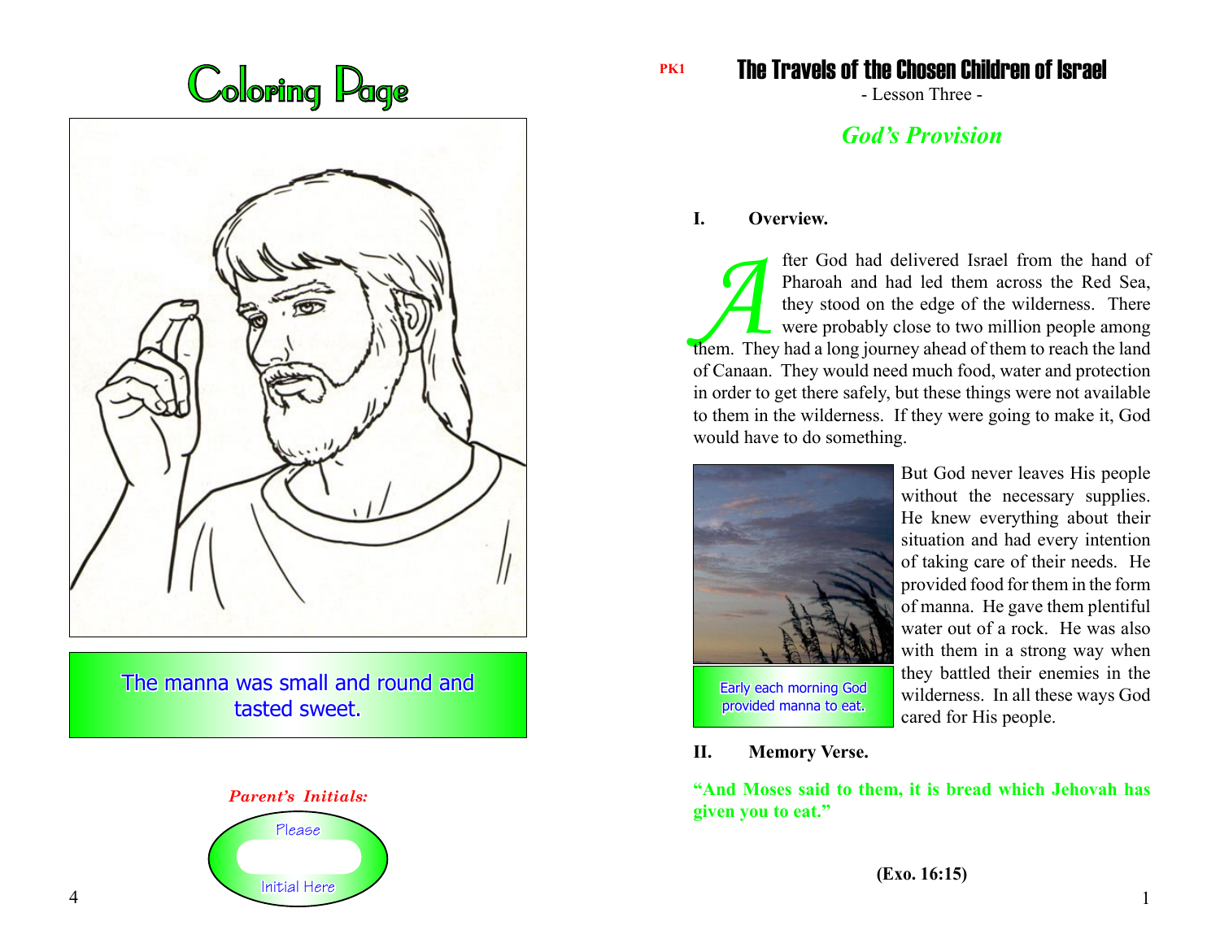# Coloring Page

The manna was small and round and tasted sweet.

*Parent's Initials:*

Please

Initial Here

PK1

# The Travels of the Chosen Children of Israel

- Lesson Three -

## *God's Provision*

### I. Overview.

After God had delivered Israel from the hand of Pharoah and had led them across the Red Sea, they stood on the edge of the wilderness. There were probably close to two million people among them. They had a long journey ahead of them to reach the land of Canaan. They would need much food, water and protection in order to get there safely, but these things were not available to them in the wilderness. If they were going to make it, God would have to do something.

But God never leaves His people without the necessary supplies. He knew everything about their situation and had every intention of taking care of their needs. He provided food for them in the form of manna. He gave them plentiful water out of a rock. He was also with them in a strong way when they battled their enemies in the wilderness. In all these ways God cared for His people.

Early each morning God provided manna to eat.

### II. Memory Verse.

**"And Moses said to them, it is bread which Jehovah has given you to eat."**

**(Exo. 16:15)**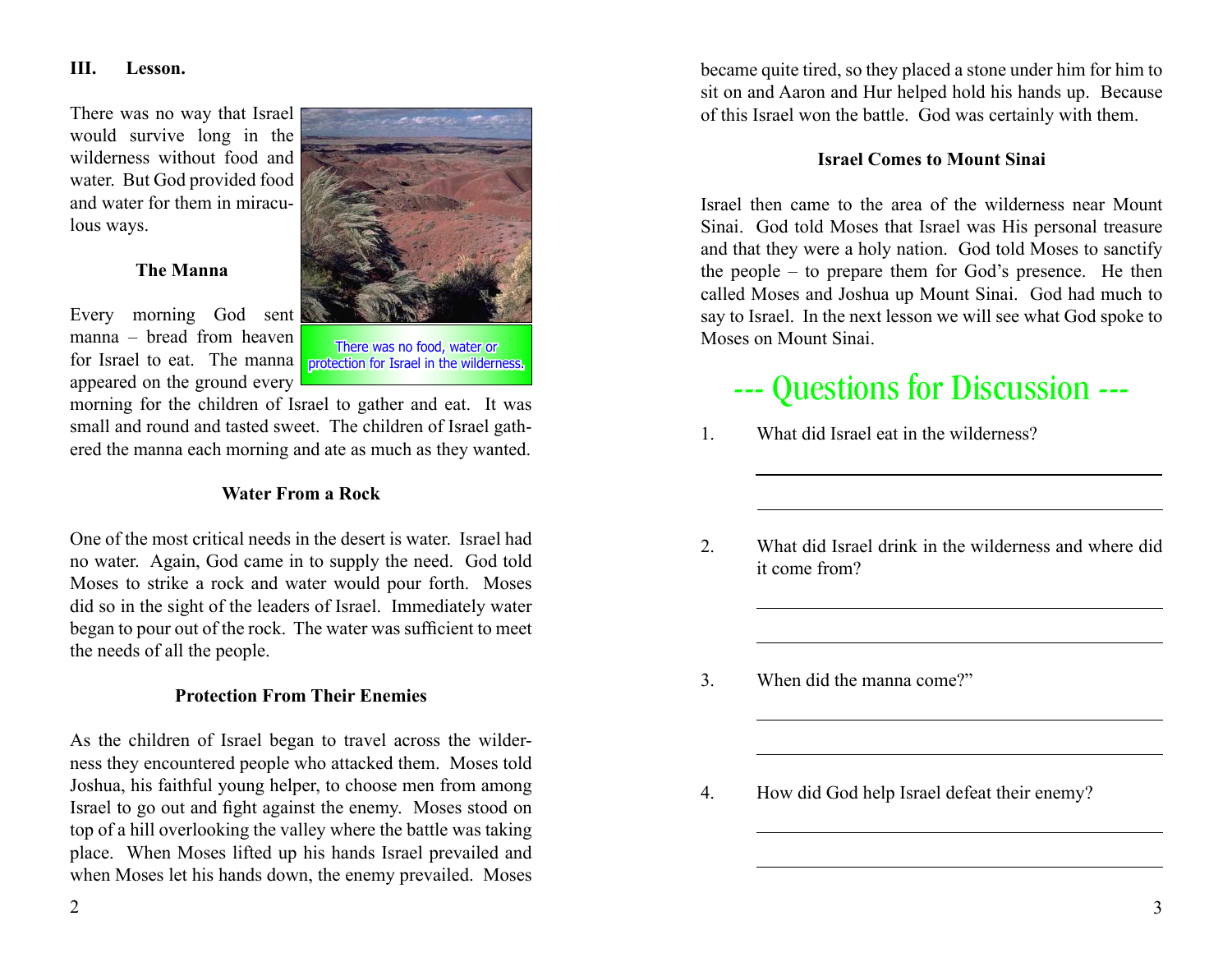## III. Lesson.

There was no way that Israel would survive long in the wilderness without food and water. But God provided food and water for them in miraculous ways.

There was no food, water or protection for Israel in the wilderness.

### The Manna

Every morning God sent manna – bread from heaven for Israel to eat. The manna appeared on the ground every morning for the children of Israel to gather and eat. It was small and round and tasted sweet. The children of Israel gathered the manna each morning and ate as much as they wanted.

### Water From a Rock

One of the most critical needs in the desert is water. Israel had no water. Again, God came in to supply the need. God told Moses to strike a rock and water would pour forth. Moses did so in the sight of the leaders of Israel. Immediately water began to pour out of the rock. The water was sufficient to meet the needs of all the people.

### Protection From Their Enemies

As the children of Israel began to travel across the wilderness they encountered people who attacked them. Moses told Joshua, his faithful young helper, to choose men from among Israel to go out and fight against the enemy. Moses stood on top of a hill overlooking the valley where the battle was taking place. When Moses lifted up his hands Israel prevailed and when Moses let his hands down, the enemy prevailed. Moses became quite tired, so they placed a stone under him for him to sit on and Aaron and Hur helped hold his hands up. Because of this Israel won the battle. God was certainly with them.

### Israel Comes to Mount Sinai

Israel then came to the area of the wilderness near Mount Sinai. God told Moses that Israel was His personal treasure and that they were a holy nation. God told Moses to sanctify the people – to prepare them for God's presence. He then called Moses and Joshua up Mount Sinai. God had much to say to Israel. In the next lesson we will see what God spoke to Moses on Mount Sinai.

## --- Questions for Discussion ---

1. What did Israel eat in the wilderness?

______________________________________________

______________________________________________

2. What did Israel drink in the wilderness and where did it come from?

______________________________________________

______________________________________________

3. When did the manna come?"

______________________________________________

______________________________________________

4. How did God help Israel defeat their enemy?

______________________________________________

______________________________________________